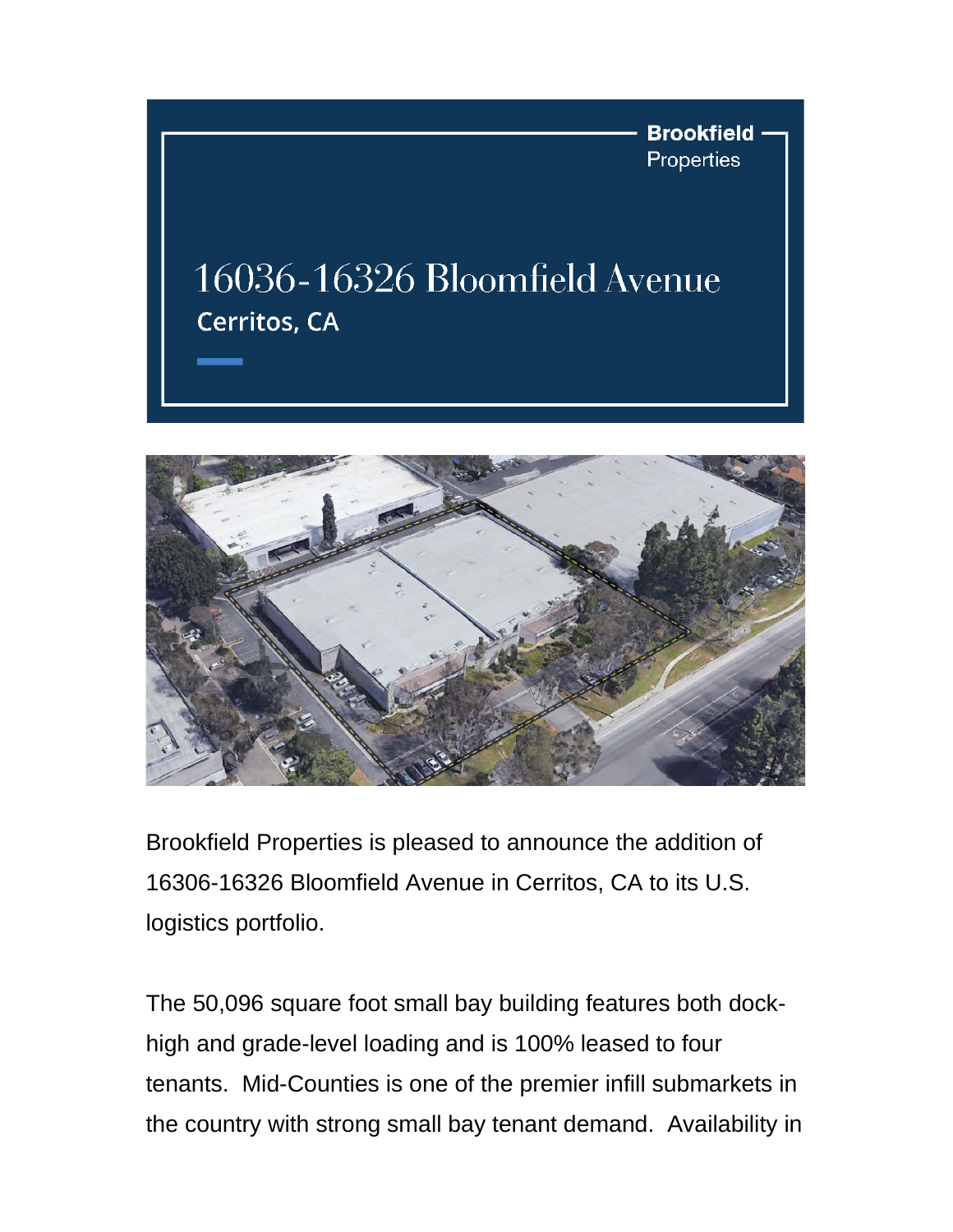**Brookfield**
Properties

# 16036-16326 Bloomfield Avenue

## Cerritos, CA

Brookfield Properties is pleased to announce the addition of 16306-16326 Bloomfield Avenue in Cerritos, CA to its U.S. logistics portfolio.

The 50,096 square foot small bay building features both dock-high and grade-level loading and is 100% leased to four tenants. Mid-Counties is one of the premier infill submarkets in the country with strong small bay tenant demand. Availability in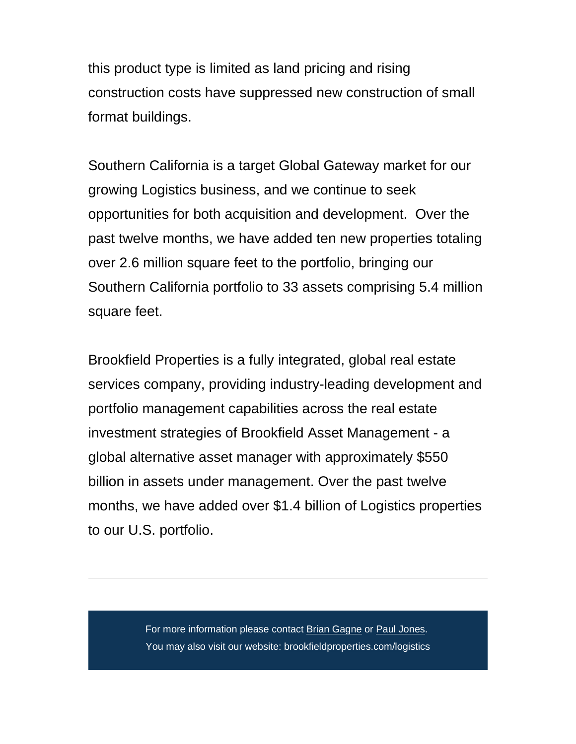this product type is limited as land pricing and rising construction costs have suppressed new construction of small format buildings.

Southern California is a target Global Gateway market for our growing Logistics business, and we continue to seek opportunities for both acquisition and development. Over the past twelve months, we have added ten new properties totaling over 2.6 million square feet to the portfolio, bringing our Southern California portfolio to 33 assets comprising 5.4 million square feet.

Brookfield Properties is a fully integrated, global real estate services company, providing industry-leading development and portfolio management capabilities across the real estate investment strategies of Brookfield Asset Management - a global alternative asset manager with approximately $550 billion in assets under management. Over the past twelve months, we have added over $1.4 billion of Logistics properties to our U.S. portfolio.

---

For more information please contact [Brian Gagne]() or [Paul Jones]().
You may also visit our website: [brookfieldproperties.com/logistics]()